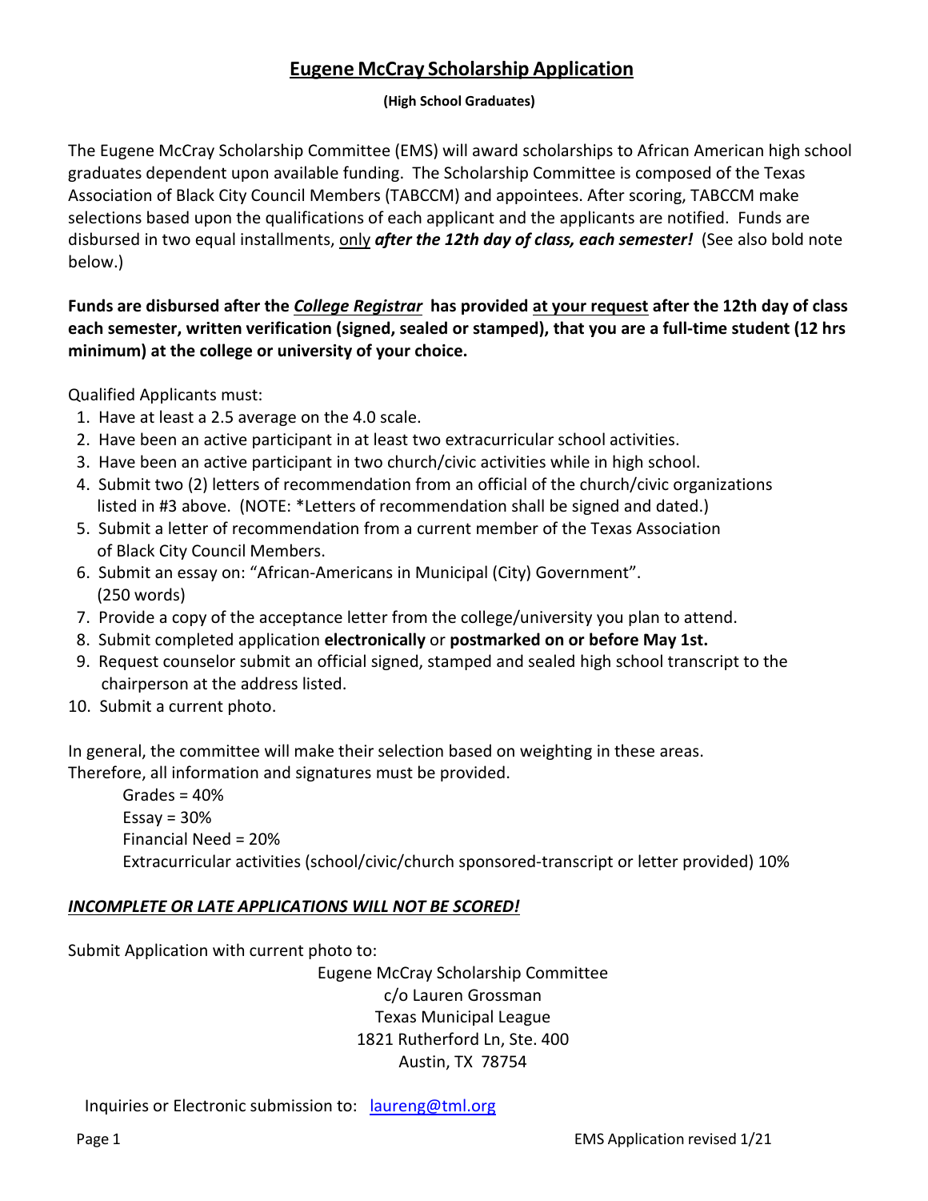# Eugene McCray Scholarship Application

**(High School Graduates)**

The Eugene McCray Scholarship Committee (EMS) will award scholarships to African American high school graduates dependent upon available funding. The Scholarship Committee is composed of the Texas Association of Black City Council Members (TABCCM) and appointees. After scoring, TABCCM make selections based upon the qualifications of each applicant and the applicants are notified. Funds are disbursed in two equal installments, only ***after the 12th day of class, each semester!*** (See also bold note below.)

**Funds are disbursed after the *College Registrar* has provided at your request after the 12th day of class each semester, written verification (signed, sealed or stamped), that you are a full-time student (12 hrs minimum) at the college or university of your choice.**

Qualified Applicants must:

1. Have at least a 2.5 average on the 4.0 scale.
2. Have been an active participant in at least two extracurricular school activities.
3. Have been an active participant in two church/civic activities while in high school.
4. Submit two (2) letters of recommendation from an official of the church/civic organizations listed in #3 above. (NOTE: *Letters of recommendation shall be signed and dated.)
5. Submit a letter of recommendation from a current member of the Texas Association of Black City Council Members.
6. Submit an essay on: "African-Americans in Municipal (City) Government". (250 words)
7. Provide a copy of the acceptance letter from the college/university you plan to attend.
8. Submit completed application **electronically** or **postmarked on or before May 1st.**
9. Request counselor submit an official signed, stamped and sealed high school transcript to the chairperson at the address listed.
10. Submit a current photo.

In general, the committee will make their selection based on weighting in these areas. Therefore, all information and signatures must be provided.

Grades = 40%
Essay = 30%
Financial Need = 20%
Extracurricular activities (school/civic/church sponsored-transcript or letter provided) 10%

***INCOMPLETE OR LATE APPLICATIONS WILL NOT BE SCORED!***

Submit Application with current photo to:

Eugene McCray Scholarship Committee
c/o Lauren Grossman
Texas Municipal League
1821 Rutherford Ln, Ste. 400
Austin, TX 78754

Inquiries or Electronic submission to: laureng@tml.org

EMS Application revised 1/21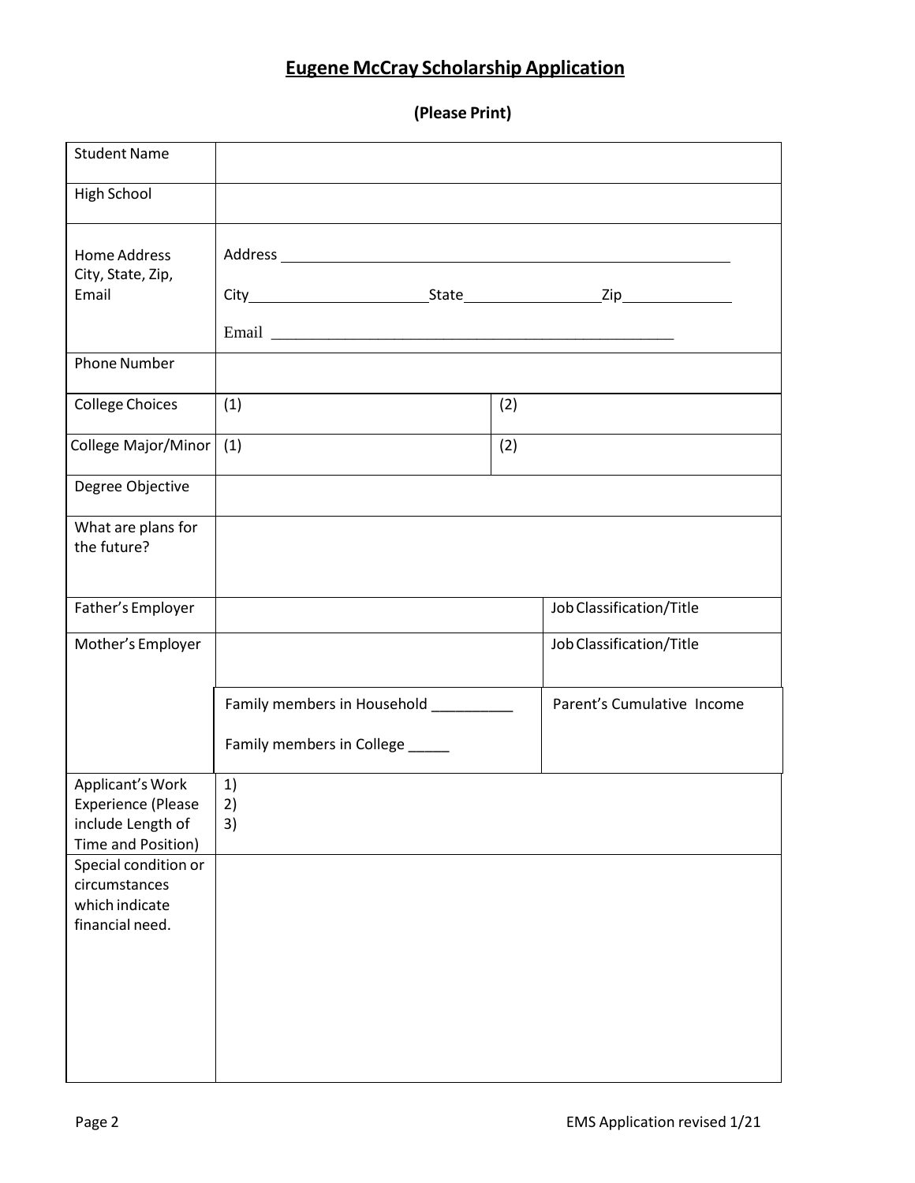# Eugene McCray Scholarship Application

**(Please Print)**

| | | |
|---|---|---|
| Student Name | | |
| High School | | |
| Home Address City, State, Zip, Email | Address \_\_\_\_\_\_\_\_\_\_\_\_\_\_\_\_\_\_\_\_\_\_\_\_\_\_\_\_\_\_\_\_\_\_\_\_\_\_\_\_<br>City\_\_\_\_\_\_\_\_\_\_\_\_\_\_\_\_\_\_\_\_\_\_\_State\_\_\_\_\_\_\_\_\_\_\_\_\_\_\_\_\_Zip\_\_\_\_\_\_\_\_\_\_\_\_\_\_<br>Email \_\_\_\_\_\_\_\_\_\_\_\_\_\_\_\_\_\_\_\_\_\_\_\_\_\_\_\_\_\_\_\_\_\_\_\_\_\_\_\_ | |
| Phone Number | | |
| College Choices | (1) | (2) |
| College Major/Minor | (1) | (2) |
| Degree Objective | | |
| What are plans for the future? | | |
| Father's Employer | | Job Classification/Title |
| Mother's Employer | | Job Classification/Title |
| | Family members in Household \_\_\_\_\_\_\_\_\_\_<br>Family members in College \_\_\_\_\_ | Parent's Cumulative Income |
| Applicant's Work Experience (Please include Length of Time and Position) | 1)<br>2)<br>3) | |
| Special condition or circumstances which indicate financial need. | | |

EMS Application revised 1/21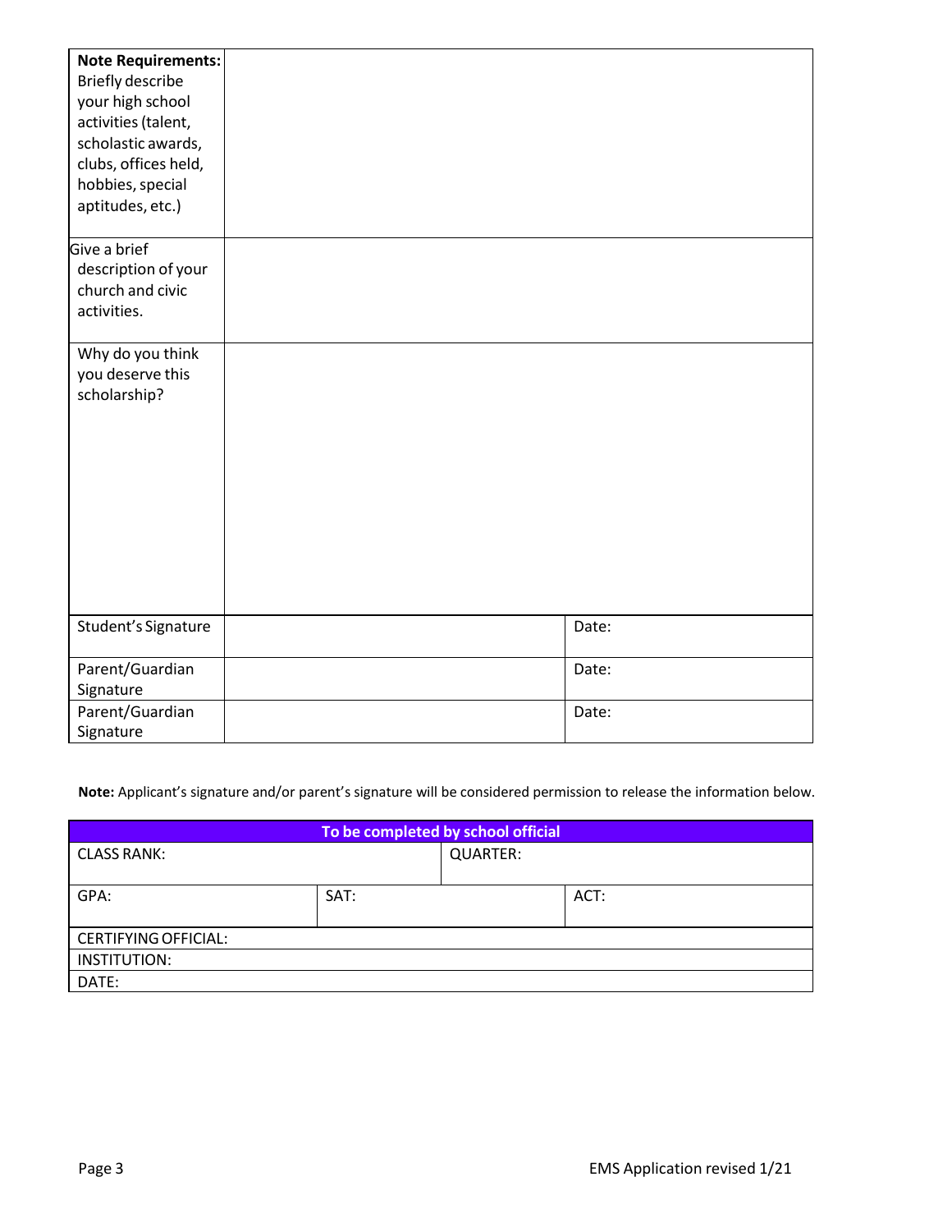| | | |
|---|---|---|
| **Note Requirements:** Briefly describe your high school activities (talent, scholastic awards, clubs, offices held, hobbies, special aptitudes, etc.) | | |
| Give a brief description of your church and civic activities. | | |
| Why do you think you deserve this scholarship? | | |
| Student's Signature | | Date: |
| Parent/Guardian Signature | | Date: |
| Parent/Guardian Signature | | Date: |

**Note:** Applicant's signature and/or parent's signature will be considered permission to release the information below.

| **To be completed by school official** | | |
|---|---|---|
| CLASS RANK: | QUARTER: | |
| GPA: | SAT: | ACT: |
| CERTIFYING OFFICIAL: | | |
| INSTITUTION: | | |
| DATE: | | |